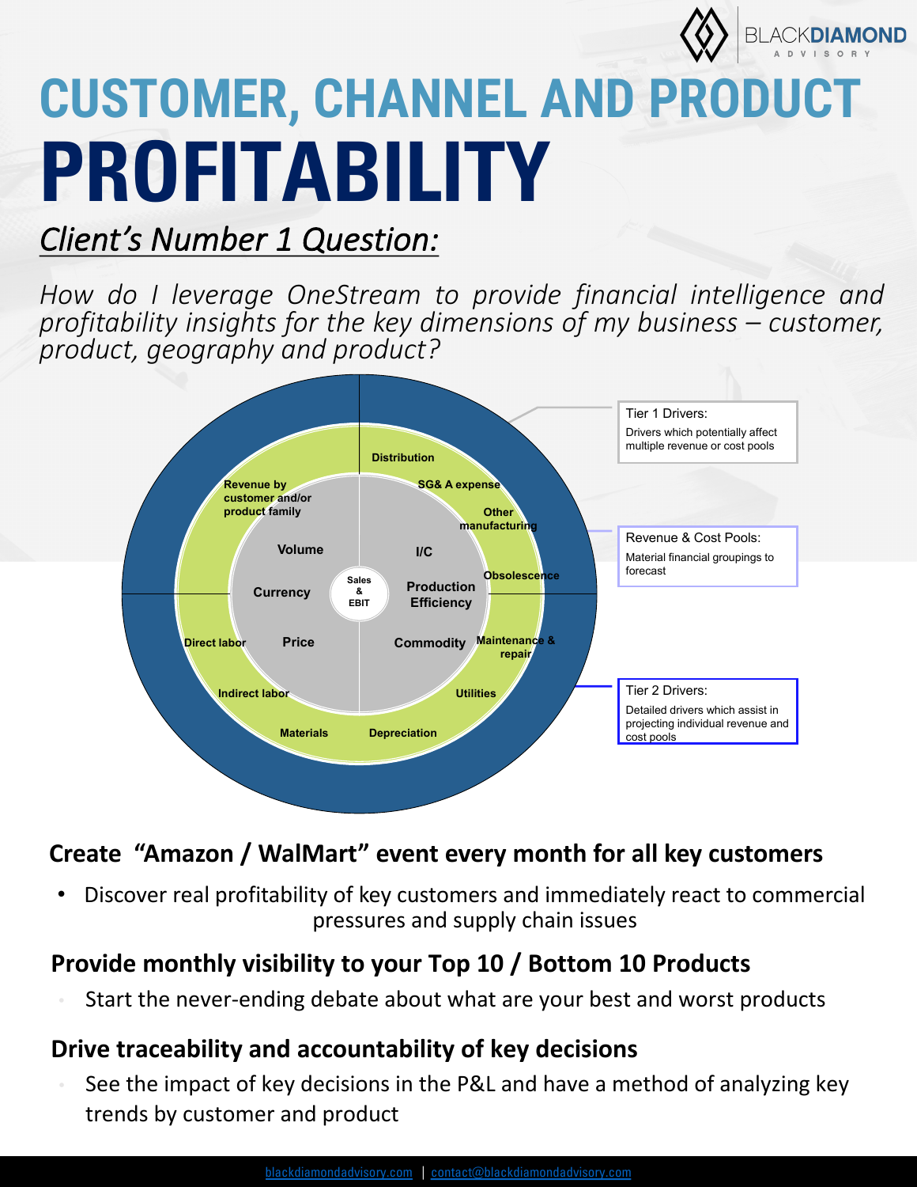# CUSTOMER, CHANNEL AND PRODUCT PROFITABILITY

## *Client's Number 1 Question:*

*How do I leverage OneStream to provide financial intelligence and profitability insights for the key dimensions of my business – customer, product, geography and product?*

Sales & EBIT

Volume

Currency

Price

I/C

Production Efficiency

Commodity

Revenue by customer and/or product family

Distribution

SG& A expense

Other manufacturing

Obsolescence

Maintenance & repair

Utilities

Depreciation

Materials

Indirect labor

Direct labor

Tier 1 Drivers:
Drivers which potentially affect multiple revenue or cost pools

Revenue & Cost Pools:
Material financial groupings to forecast

Tier 2 Drivers:
Detailed drivers which assist in projecting individual revenue and cost pools

### Create "Amazon / WalMart" event every month for all key customers

- Discover real profitability of key customers and immediately react to commercial pressures and supply chain issues

### Provide monthly visibility to your Top 10 / Bottom 10 Products

- Start the never-ending debate about what are your best and worst products

### Drive traceability and accountability of key decisions

- See the impact of key decisions in the P&L and have a method of analyzing key trends by customer and product

blackdiamondadvisory.com | contact@blackdiamondadvisory.com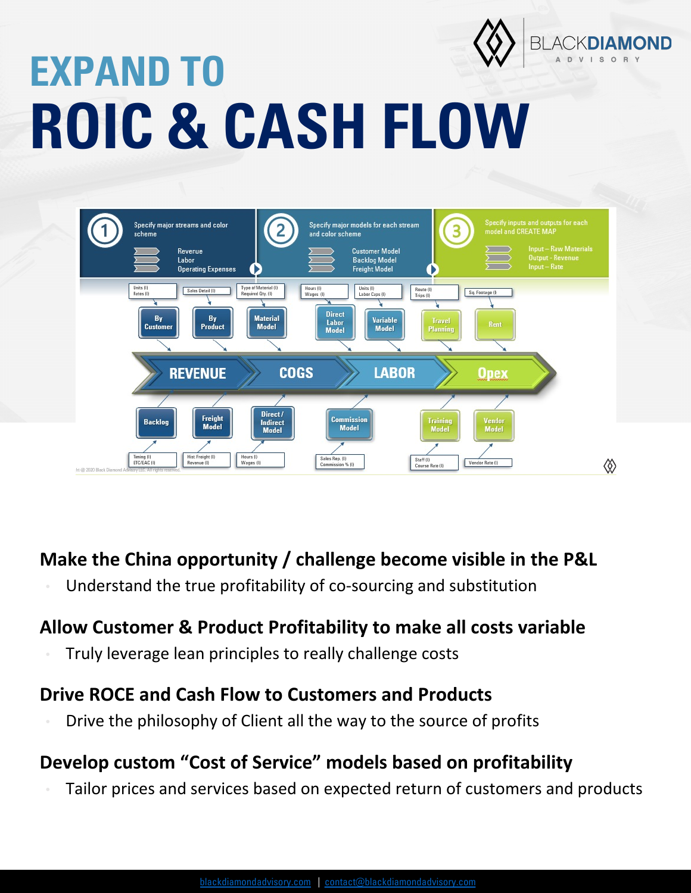# EXPAND TO
# ROIC & CASH FLOW

1 Specify major streams and color scheme
Revenue
Labor
Operating Expenses

2 Specify major models for each stream and color scheme
Customer Model
Backlog Model
Freight Model

3 Specify inputs and outputs for each model and CREATE MAP
Input – Raw Materials
Output - Revenue
Input – Rate

Units (I)
Rates (I)
Sales Detail (I)
Type of Material (I)
Required Qty. (I)
Hours (I)
Wages (I)
Units (I)
Labor Caps (I)
Route (I)
Trips (I)
Sq. Footage (I)

By Customer
By Product
Material Model
Direct Labor Model
Variable Model
Travel Planning
Rent

REVENUE
COGS
LABOR
Opex

Backlog
Freight Model
Direct / Indirect Model
Commission Model
Training Model
Vendor Model

Timing (I)
ETC/EAC (I)
Hist. Freight (I)
Revenue (I)
Hours (I)
Wages (I)
Sales Rep. (I)
Commission % (I)
Staff (I)
Course Rate (I)
Vendor Rate (I)

## Make the China opportunity / challenge become visible in the P&L

- Understand the true profitability of co-sourcing and substitution

## Allow Customer & Product Profitability to make all costs variable

- Truly leverage lean principles to really challenge costs

## Drive ROCE and Cash Flow to Customers and Products

- Drive the philosophy of Client all the way to the source of profits

## Develop custom “Cost of Service” models based on profitability

- Tailor prices and services based on expected return of customers and products

blackdiamondadvisory.com | contact@blackdiamondadvisory.com